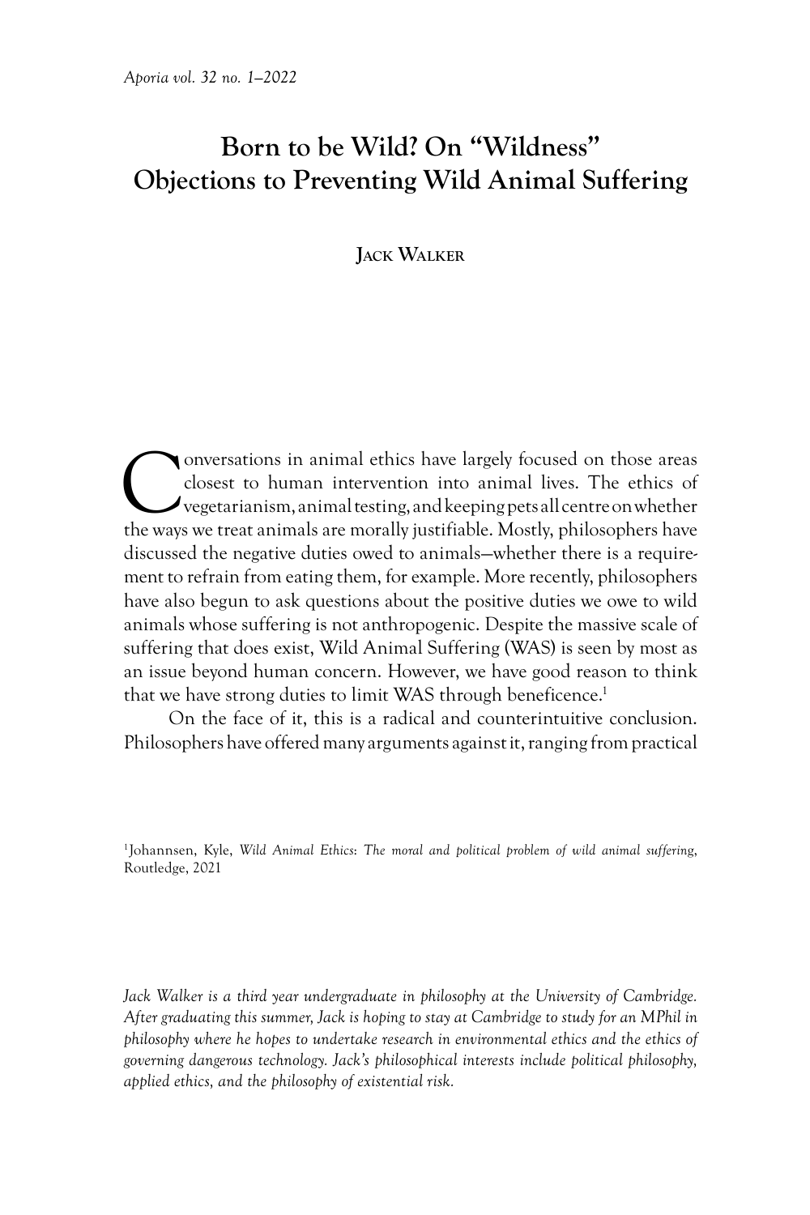# Born to be Wild? On "Wildness" Objections to Preventing Wild Animal Suffering

**Jack Walker**

Conversations in animal ethics have largely focused on those areas closest to human intervention into animal lives. The ethics of vegetarianism, animal testing, and keeping pets all centre on whether the ways we treat animals are morally justifiable. Mostly, philosophers have discussed the negative duties owed to animals—whether there is a requirement to refrain from eating them, for example. More recently, philosophers have also begun to ask questions about the positive duties we owe to wild animals whose suffering is not anthropogenic. Despite the massive scale of suffering that does exist, Wild Animal Suffering (WAS) is seen by most as an issue beyond human concern. However, we have good reason to think that we have strong duties to limit WAS through beneficence.[1]

On the face of it, this is a radical and counterintuitive conclusion. Philosophers have offered many arguments against it, ranging from practical

[1]Johannsen, Kyle, *Wild Animal Ethics: The moral and political problem of wild animal suffering*, Routledge, 2021

*Jack Walker is a third year undergraduate in philosophy at the University of Cambridge. After graduating this summer, Jack is hoping to stay at Cambridge to study for an MPhil in philosophy where he hopes to undertake research in environmental ethics and the ethics of governing dangerous technology. Jack's philosophical interests include political philosophy, applied ethics, and the philosophy of existential risk.*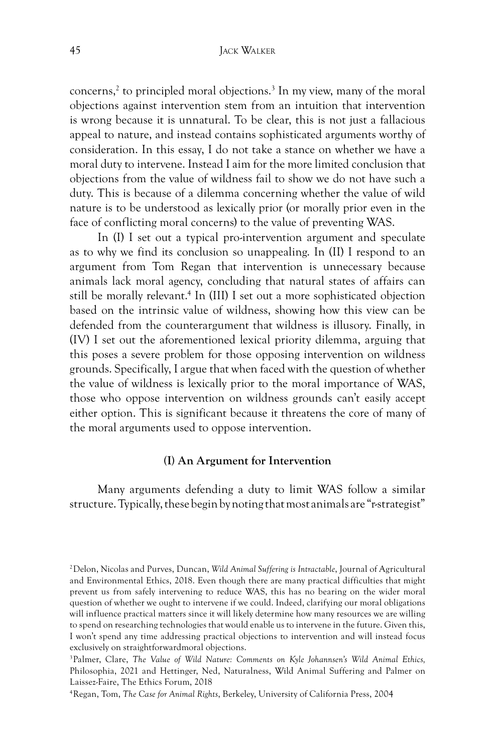concerns,[2] to principled moral objections.[3] In my view, many of the moral objections against intervention stem from an intuition that intervention is wrong because it is unnatural. To be clear, this is not just a fallacious appeal to nature, and instead contains sophisticated arguments worthy of consideration. In this essay, I do not take a stance on whether we have a moral duty to intervene. Instead I aim for the more limited conclusion that objections from the value of wildness fail to show we do not have such a duty. This is because of a dilemma concerning whether the value of wild nature is to be understood as lexically prior (or morally prior even in the face of conflicting moral concerns) to the value of preventing WAS.

In (I) I set out a typical pro-intervention argument and speculate as to why we find its conclusion so unappealing. In (II) I respond to an argument from Tom Regan that intervention is unnecessary because animals lack moral agency, concluding that natural states of affairs can still be morally relevant.[4] In (III) I set out a more sophisticated objection based on the intrinsic value of wildness, showing how this view can be defended from the counterargument that wildness is illusory. Finally, in (IV) I set out the aforementioned lexical priority dilemma, arguing that this poses a severe problem for those opposing intervention on wildness grounds. Specifically, I argue that when faced with the question of whether the value of wildness is lexically prior to the moral importance of WAS, those who oppose intervention on wildness grounds can't easily accept either option. This is significant because it threatens the core of many of the moral arguments used to oppose intervention.

## (I) An Argument for Intervention

Many arguments defending a duty to limit WAS follow a similar structure. Typically, these begin by noting that most animals are "r-strategist"

---

[2] Delon, Nicolas and Purves, Duncan, *Wild Animal Suffering is Intractable*, Journal of Agricultural and Environmental Ethics, 2018. Even though there are many practical difficulties that might prevent us from safely intervening to reduce WAS, this has no bearing on the wider moral question of whether we ought to intervene if we could. Indeed, clarifying our moral obligations will influence practical matters since it will likely determine how many resources we are willing to spend on researching technologies that would enable us to intervene in the future. Given this, I won't spend any time addressing practical objections to intervention and will instead focus exclusively on straightforwardmoral objections.

[3] Palmer, Clare, *The Value of Wild Nature: Comments on Kyle Johannsen's Wild Animal Ethics,* Philosophia, 2021 and Hettinger, Ned, Naturalness, Wild Animal Suffering and Palmer on Laissez-Faire, The Ethics Forum, 2018

[4] Regan, Tom, *The Case for Animal Rights*, Berkeley, University of California Press, 2004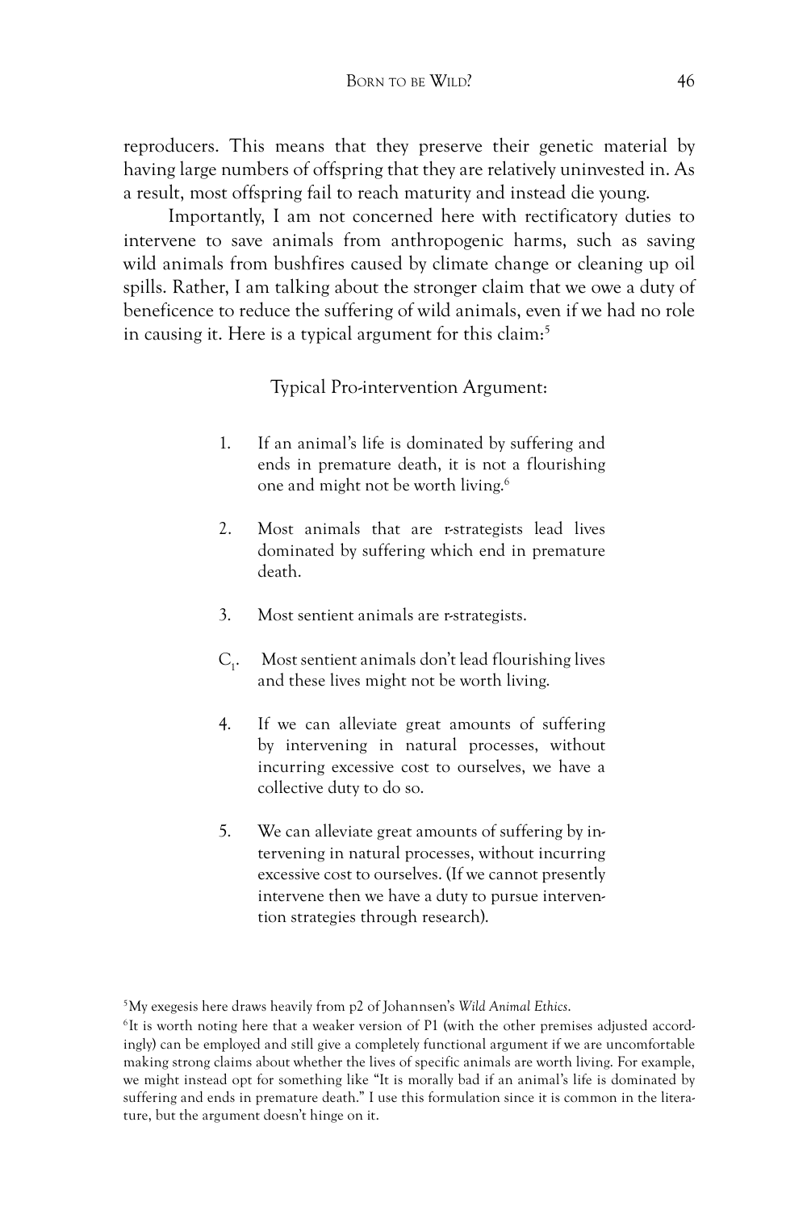reproducers. This means that they preserve their genetic material by having large numbers of offspring that they are relatively uninvested in. As a result, most offspring fail to reach maturity and instead die young.

Importantly, I am not concerned here with rectificatory duties to intervene to save animals from anthropogenic harms, such as saving wild animals from bushfires caused by climate change or cleaning up oil spills. Rather, I am talking about the stronger claim that we owe a duty of beneficence to reduce the suffering of wild animals, even if we had no role in causing it. Here is a typical argument for this claim:[5]

Typical Pro-intervention Argument:

1. If an animal's life is dominated by suffering and ends in premature death, it is not a flourishing one and might not be worth living.[6]

2. Most animals that are r-strategists lead lives dominated by suffering which end in premature death.

3. Most sentient animals are r-strategists.

$C_1$. Most sentient animals don't lead flourishing lives and these lives might not be worth living.

4. If we can alleviate great amounts of suffering by intervening in natural processes, without incurring excessive cost to ourselves, we have a collective duty to do so.

5. We can alleviate great amounts of suffering by intervening in natural processes, without incurring excessive cost to ourselves. (If we cannot presently intervene then we have a duty to pursue intervention strategies through research).

[5] My exegesis here draws heavily from p2 of Johannsen's *Wild Animal Ethics*.

[6] It is worth noting here that a weaker version of P1 (with the other premises adjusted accordingly) can be employed and still give a completely functional argument if we are uncomfortable making strong claims about whether the lives of specific animals are worth living. For example, we might instead opt for something like "It is morally bad if an animal's life is dominated by suffering and ends in premature death." I use this formulation since it is common in the literature, but the argument doesn't hinge on it.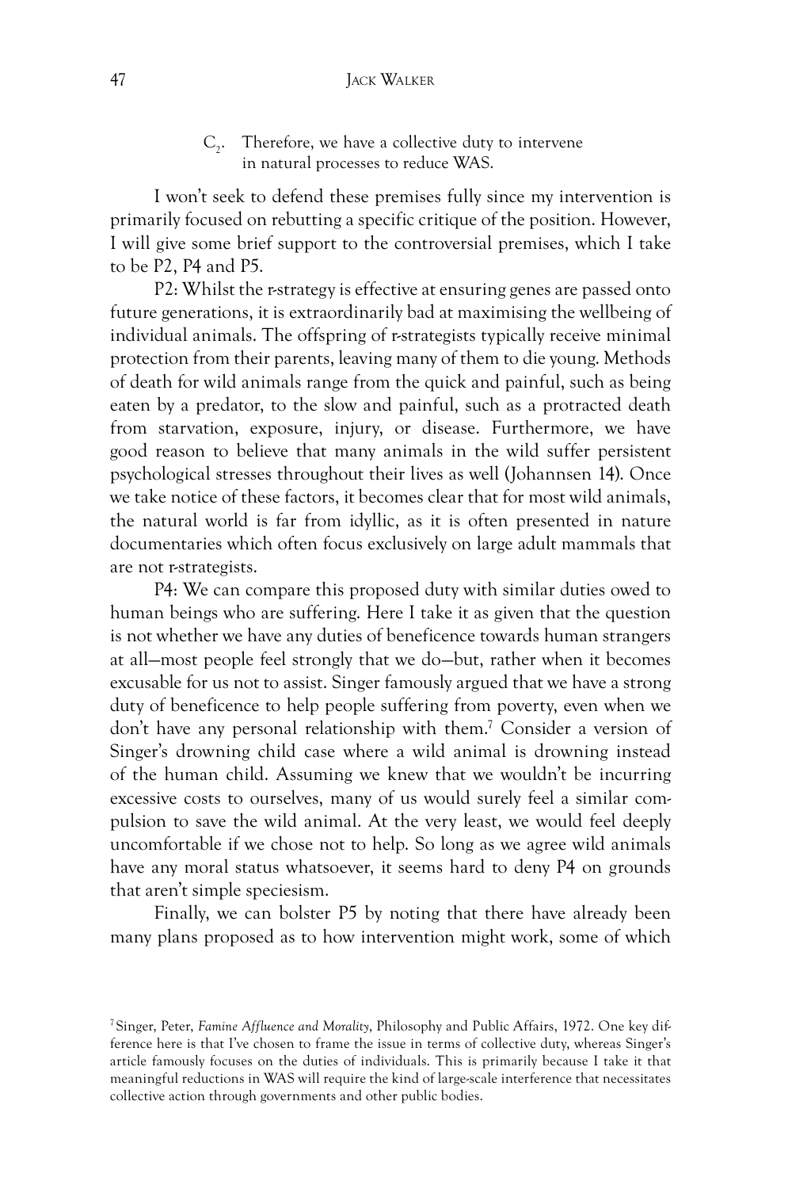> $C_2$. Therefore, we have a collective duty to intervene in natural processes to reduce WAS.

I won't seek to defend these premises fully since my intervention is primarily focused on rebutting a specific critique of the position. However, I will give some brief support to the controversial premises, which I take to be P2, P4 and P5.

P2: Whilst the r-strategy is effective at ensuring genes are passed onto future generations, it is extraordinarily bad at maximising the wellbeing of individual animals. The offspring of r-strategists typically receive minimal protection from their parents, leaving many of them to die young. Methods of death for wild animals range from the quick and painful, such as being eaten by a predator, to the slow and painful, such as a protracted death from starvation, exposure, injury, or disease. Furthermore, we have good reason to believe that many animals in the wild suffer persistent psychological stresses throughout their lives as well (Johannsen 14). Once we take notice of these factors, it becomes clear that for most wild animals, the natural world is far from idyllic, as it is often presented in nature documentaries which often focus exclusively on large adult mammals that are not r-strategists.

P4: We can compare this proposed duty with similar duties owed to human beings who are suffering. Here I take it as given that the question is not whether we have any duties of beneficence towards human strangers at all—most people feel strongly that we do—but, rather when it becomes excusable for us not to assist. Singer famously argued that we have a strong duty of beneficence to help people suffering from poverty, even when we don't have any personal relationship with them.[7] Consider a version of Singer's drowning child case where a wild animal is drowning instead of the human child. Assuming we knew that we wouldn't be incurring excessive costs to ourselves, many of us would surely feel a similar compulsion to save the wild animal. At the very least, we would feel deeply uncomfortable if we chose not to help. So long as we agree wild animals have any moral status whatsoever, it seems hard to deny P4 on grounds that aren't simple speciesism.

Finally, we can bolster P5 by noting that there have already been many plans proposed as to how intervention might work, some of which

---

[7] Singer, Peter, *Famine Affluence and Morality*, Philosophy and Public Affairs, 1972. One key difference here is that I've chosen to frame the issue in terms of collective duty, whereas Singer's article famously focuses on the duties of individuals. This is primarily because I take it that meaningful reductions in WAS will require the kind of large-scale interference that necessitates collective action through governments and other public bodies.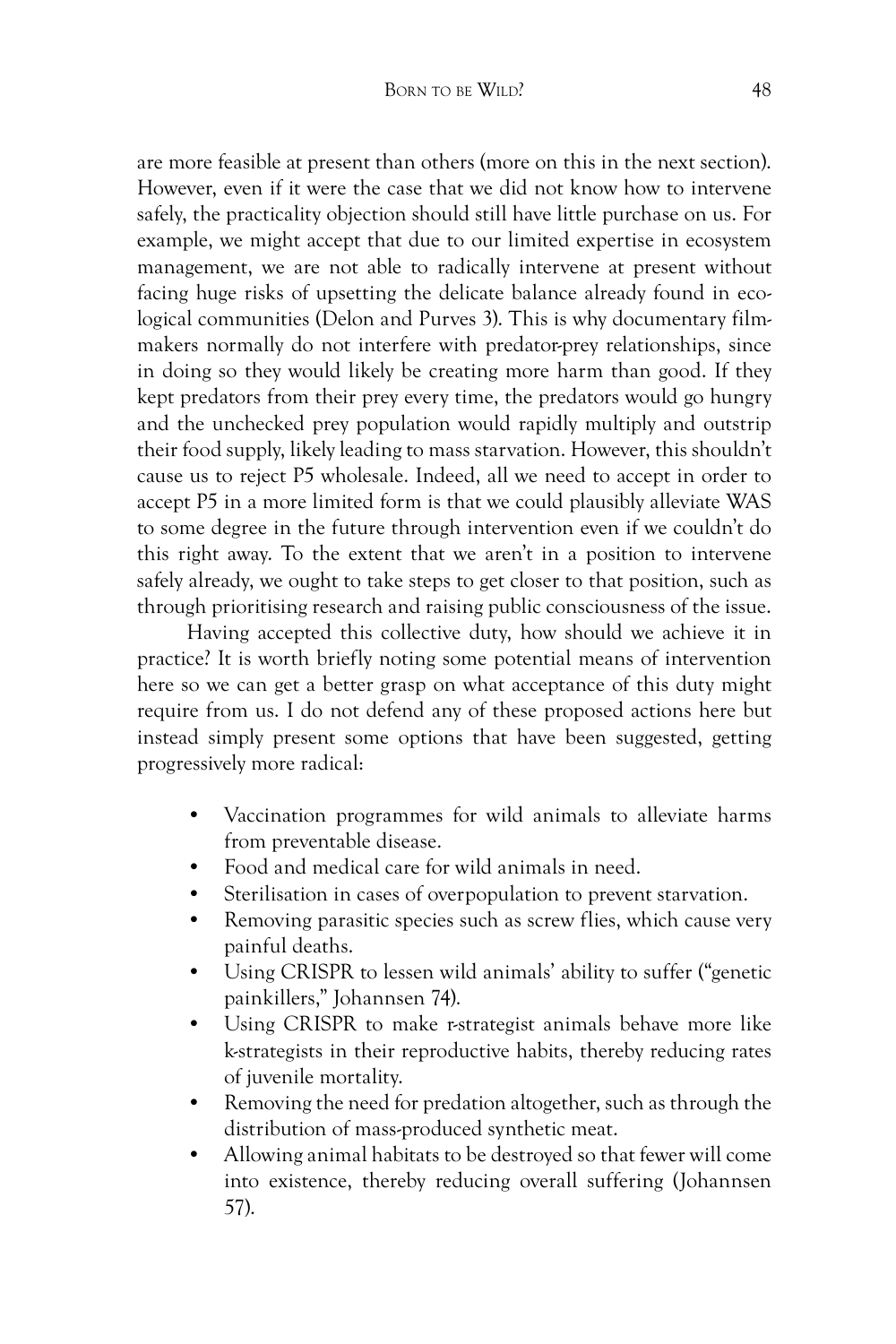are more feasible at present than others (more on this in the next section). However, even if it were the case that we did not know how to intervene safely, the practicality objection should still have little purchase on us. For example, we might accept that due to our limited expertise in ecosystem management, we are not able to radically intervene at present without facing huge risks of upsetting the delicate balance already found in ecological communities (Delon and Purves 3). This is why documentary filmmakers normally do not interfere with predator-prey relationships, since in doing so they would likely be creating more harm than good. If they kept predators from their prey every time, the predators would go hungry and the unchecked prey population would rapidly multiply and outstrip their food supply, likely leading to mass starvation. However, this shouldn't cause us to reject P5 wholesale. Indeed, all we need to accept in order to accept P5 in a more limited form is that we could plausibly alleviate WAS to some degree in the future through intervention even if we couldn't do this right away. To the extent that we aren't in a position to intervene safely already, we ought to take steps to get closer to that position, such as through prioritising research and raising public consciousness of the issue.

Having accepted this collective duty, how should we achieve it in practice? It is worth briefly noting some potential means of intervention here so we can get a better grasp on what acceptance of this duty might require from us. I do not defend any of these proposed actions here but instead simply present some options that have been suggested, getting progressively more radical:

- Vaccination programmes for wild animals to alleviate harms from preventable disease.
- Food and medical care for wild animals in need.
- Sterilisation in cases of overpopulation to prevent starvation.
- Removing parasitic species such as screw flies, which cause very painful deaths.
- Using CRISPR to lessen wild animals' ability to suffer ("genetic painkillers," Johannsen 74).
- Using CRISPR to make r-strategist animals behave more like k-strategists in their reproductive habits, thereby reducing rates of juvenile mortality.
- Removing the need for predation altogether, such as through the distribution of mass-produced synthetic meat.
- Allowing animal habitats to be destroyed so that fewer will come into existence, thereby reducing overall suffering (Johannsen 57).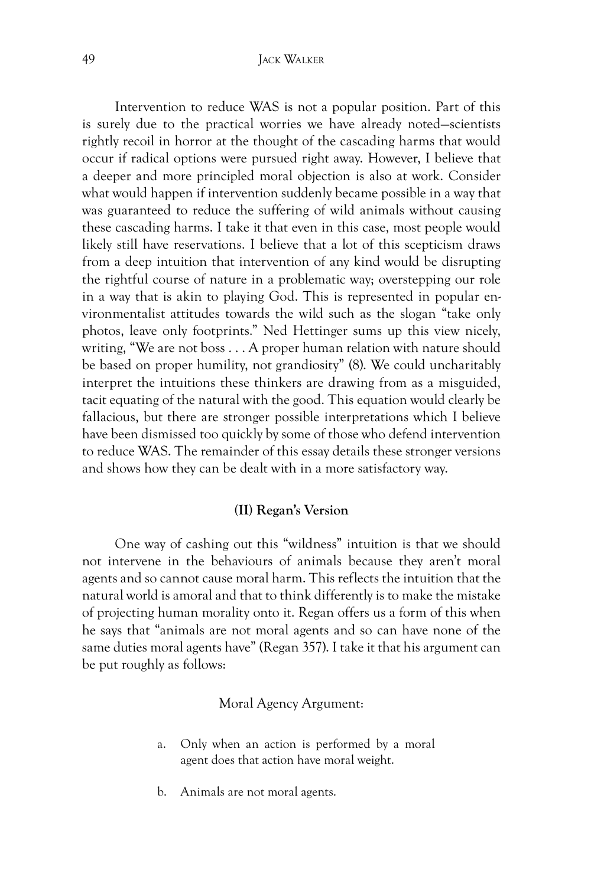Intervention to reduce WAS is not a popular position. Part of this is surely due to the practical worries we have already noted—scientists rightly recoil in horror at the thought of the cascading harms that would occur if radical options were pursued right away. However, I believe that a deeper and more principled moral objection is also at work. Consider what would happen if intervention suddenly became possible in a way that was guaranteed to reduce the suffering of wild animals without causing these cascading harms. I take it that even in this case, most people would likely still have reservations. I believe that a lot of this scepticism draws from a deep intuition that intervention of any kind would be disrupting the rightful course of nature in a problematic way; overstepping our role in a way that is akin to playing God. This is represented in popular environmentalist attitudes towards the wild such as the slogan "take only photos, leave only footprints." Ned Hettinger sums up this view nicely, writing, "We are not boss . . . A proper human relation with nature should be based on proper humility, not grandiosity" (8). We could uncharitably interpret the intuitions these thinkers are drawing from as a misguided, tacit equating of the natural with the good. This equation would clearly be fallacious, but there are stronger possible interpretations which I believe have been dismissed too quickly by some of those who defend intervention to reduce WAS. The remainder of this essay details these stronger versions and shows how they can be dealt with in a more satisfactory way.

## (II) Regan's Version

One way of cashing out this "wildness" intuition is that we should not intervene in the behaviours of animals because they aren't moral agents and so cannot cause moral harm. This reflects the intuition that the natural world is amoral and that to think differently is to make the mistake of projecting human morality onto it. Regan offers us a form of this when he says that "animals are not moral agents and so can have none of the same duties moral agents have" (Regan 357). I take it that his argument can be put roughly as follows:

Moral Agency Argument:

a. Only when an action is performed by a moral agent does that action have moral weight.

b. Animals are not moral agents.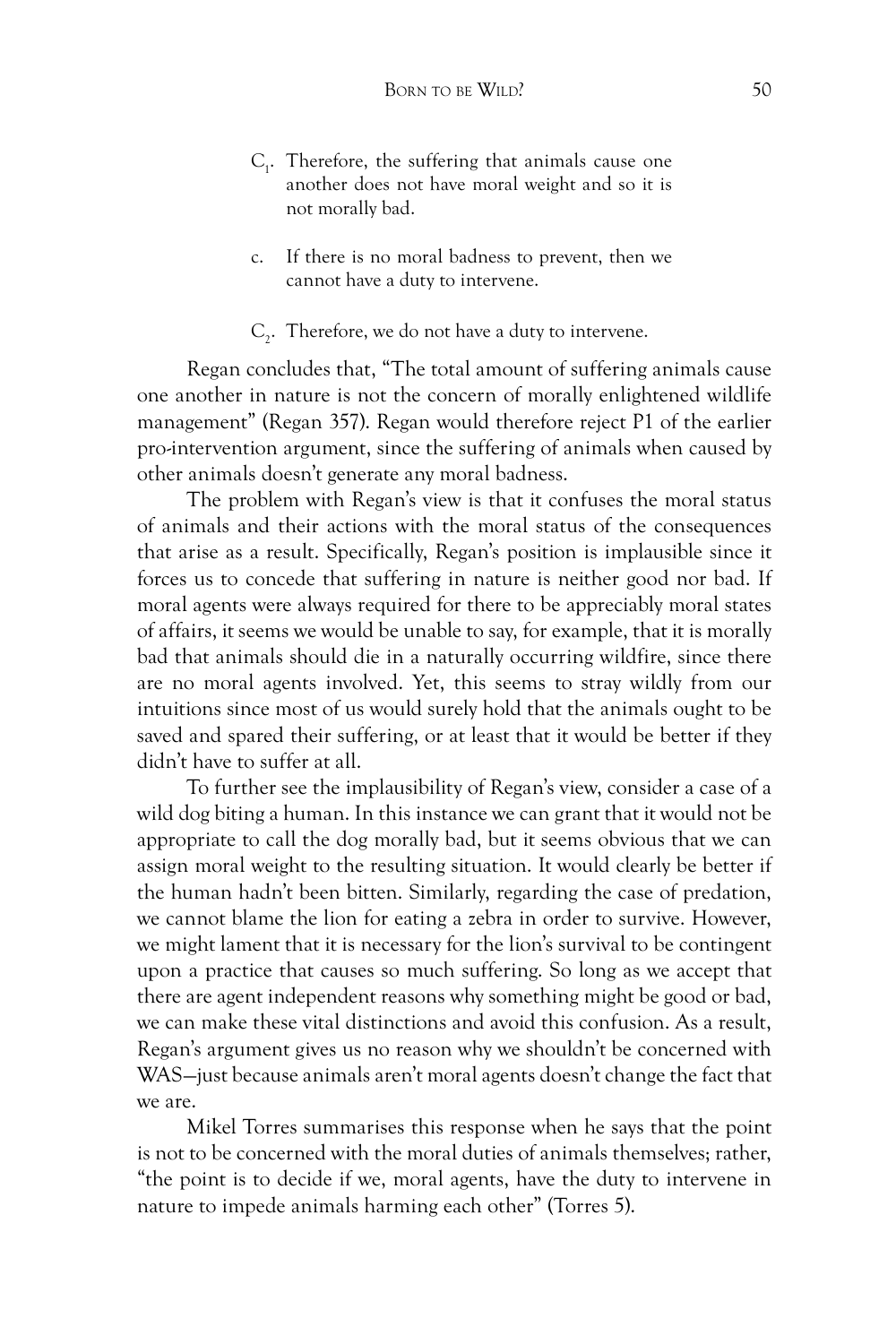$C_1$. Therefore, the suffering that animals cause one another does not have moral weight and so it is not morally bad.

c. If there is no moral badness to prevent, then we cannot have a duty to intervene.

$C_2$. Therefore, we do not have a duty to intervene.

Regan concludes that, "The total amount of suffering animals cause one another in nature is not the concern of morally enlightened wildlife management" (Regan 357). Regan would therefore reject P1 of the earlier pro-intervention argument, since the suffering of animals when caused by other animals doesn't generate any moral badness.

The problem with Regan's view is that it confuses the moral status of animals and their actions with the moral status of the consequences that arise as a result. Specifically, Regan's position is implausible since it forces us to concede that suffering in nature is neither good nor bad. If moral agents were always required for there to be appreciably moral states of affairs, it seems we would be unable to say, for example, that it is morally bad that animals should die in a naturally occurring wildfire, since there are no moral agents involved. Yet, this seems to stray wildly from our intuitions since most of us would surely hold that the animals ought to be saved and spared their suffering, or at least that it would be better if they didn't have to suffer at all.

To further see the implausibility of Regan's view, consider a case of a wild dog biting a human. In this instance we can grant that it would not be appropriate to call the dog morally bad, but it seems obvious that we can assign moral weight to the resulting situation. It would clearly be better if the human hadn't been bitten. Similarly, regarding the case of predation, we cannot blame the lion for eating a zebra in order to survive. However, we might lament that it is necessary for the lion's survival to be contingent upon a practice that causes so much suffering. So long as we accept that there are agent independent reasons why something might be good or bad, we can make these vital distinctions and avoid this confusion. As a result, Regan's argument gives us no reason why we shouldn't be concerned with WAS—just because animals aren't moral agents doesn't change the fact that we are.

Mikel Torres summarises this response when he says that the point is not to be concerned with the moral duties of animals themselves; rather, "the point is to decide if we, moral agents, have the duty to intervene in nature to impede animals harming each other" (Torres 5).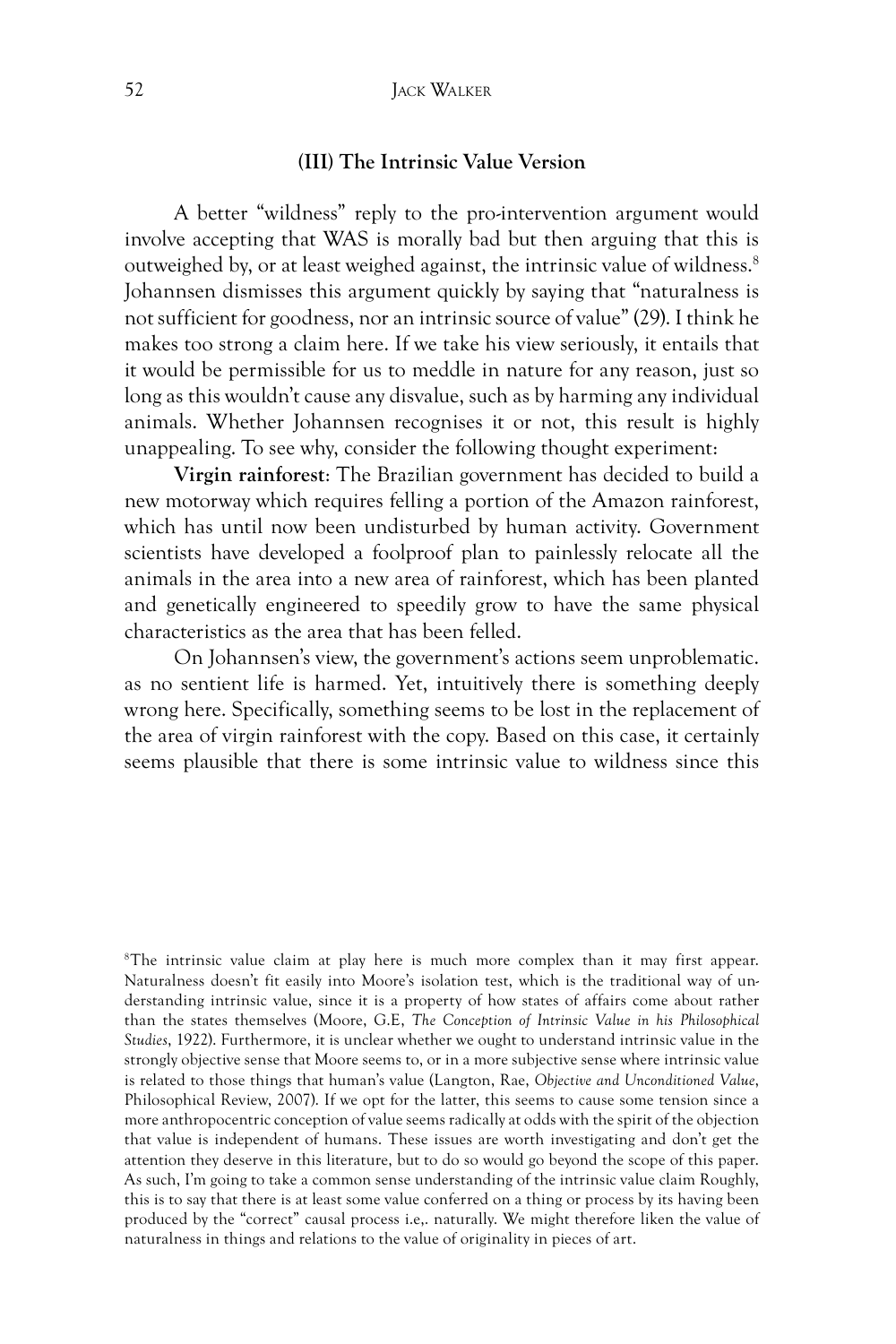### (III) The Intrinsic Value Version

A better "wildness" reply to the pro-intervention argument would involve accepting that WAS is morally bad but then arguing that this is outweighed by, or at least weighed against, the intrinsic value of wildness.[8] Johannsen dismisses this argument quickly by saying that "naturalness is not sufficient for goodness, nor an intrinsic source of value" (29). I think he makes too strong a claim here. If we take his view seriously, it entails that it would be permissible for us to meddle in nature for any reason, just so long as this wouldn't cause any disvalue, such as by harming any individual animals. Whether Johannsen recognises it or not, this result is highly unappealing. To see why, consider the following thought experiment:

**Virgin rainforest**: The Brazilian government has decided to build a new motorway which requires felling a portion of the Amazon rainforest, which has until now been undisturbed by human activity. Government scientists have developed a foolproof plan to painlessly relocate all the animals in the area into a new area of rainforest, which has been planted and genetically engineered to speedily grow to have the same physical characteristics as the area that has been felled.

On Johannsen's view, the government's actions seem unproblematic. as no sentient life is harmed. Yet, intuitively there is something deeply wrong here. Specifically, something seems to be lost in the replacement of the area of virgin rainforest with the copy. Based on this case, it certainly seems plausible that there is some intrinsic value to wildness since this

[8]The intrinsic value claim at play here is much more complex than it may first appear. Naturalness doesn't fit easily into Moore's isolation test, which is the traditional way of understanding intrinsic value, since it is a property of how states of affairs come about rather than the states themselves (Moore, G.E, *The Conception of Intrinsic Value in his Philosophical Studies*, 1922). Furthermore, it is unclear whether we ought to understand intrinsic value in the strongly objective sense that Moore seems to, or in a more subjective sense where intrinsic value is related to those things that human's value (Langton, Rae, *Objective and Unconditioned Value*, Philosophical Review, 2007). If we opt for the latter, this seems to cause some tension since a more anthropocentric conception of value seems radically at odds with the spirit of the objection that value is independent of humans. These issues are worth investigating and don't get the attention they deserve in this literature, but to do so would go beyond the scope of this paper. As such, I'm going to take a common sense understanding of the intrinsic value claim Roughly, this is to say that there is at least some value conferred on a thing or process by its having been produced by the "correct" causal process i.e,. naturally. We might therefore liken the value of naturalness in things and relations to the value of originality in pieces of art.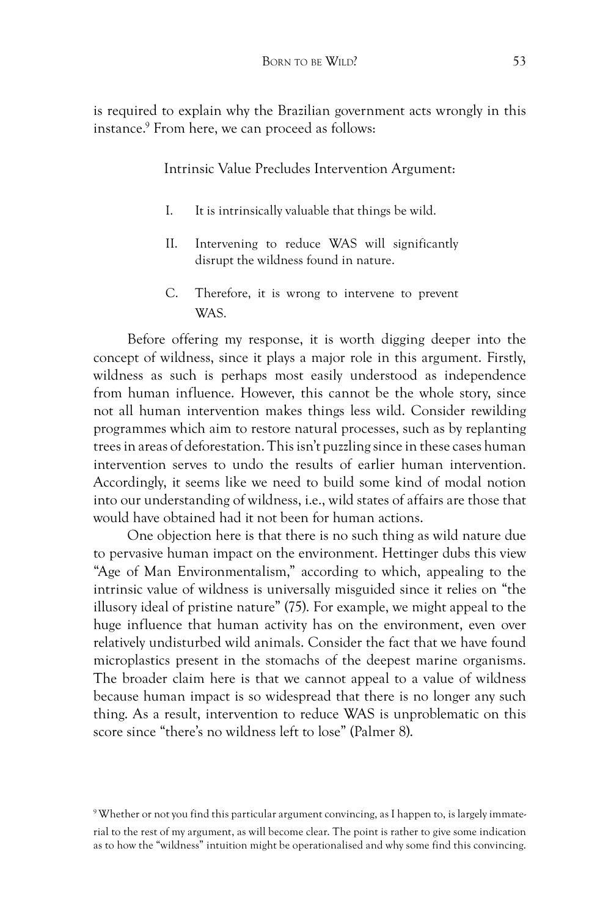is required to explain why the Brazilian government acts wrongly in this instance.[9] From here, we can proceed as follows:

Intrinsic Value Precludes Intervention Argument:

I. It is intrinsically valuable that things be wild.

II. Intervening to reduce WAS will significantly disrupt the wildness found in nature.

C. Therefore, it is wrong to intervene to prevent WAS.

Before offering my response, it is worth digging deeper into the concept of wildness, since it plays a major role in this argument. Firstly, wildness as such is perhaps most easily understood as independence from human influence. However, this cannot be the whole story, since not all human intervention makes things less wild. Consider rewilding programmes which aim to restore natural processes, such as by replanting trees in areas of deforestation. This isn't puzzling since in these cases human intervention serves to undo the results of earlier human intervention. Accordingly, it seems like we need to build some kind of modal notion into our understanding of wildness, i.e., wild states of affairs are those that would have obtained had it not been for human actions.

One objection here is that there is no such thing as wild nature due to pervasive human impact on the environment. Hettinger dubs this view "Age of Man Environmentalism," according to which, appealing to the intrinsic value of wildness is universally misguided since it relies on "the illusory ideal of pristine nature" (75). For example, we might appeal to the huge influence that human activity has on the environment, even over relatively undisturbed wild animals. Consider the fact that we have found microplastics present in the stomachs of the deepest marine organisms. The broader claim here is that we cannot appeal to a value of wildness because human impact is so widespread that there is no longer any such thing. As a result, intervention to reduce WAS is unproblematic on this score since "there's no wildness left to lose" (Palmer 8).

[9] Whether or not you find this particular argument convincing, as I happen to, is largely immaterial to the rest of my argument, as will become clear. The point is rather to give some indication as to how the "wildness" intuition might be operationalised and why some find this convincing.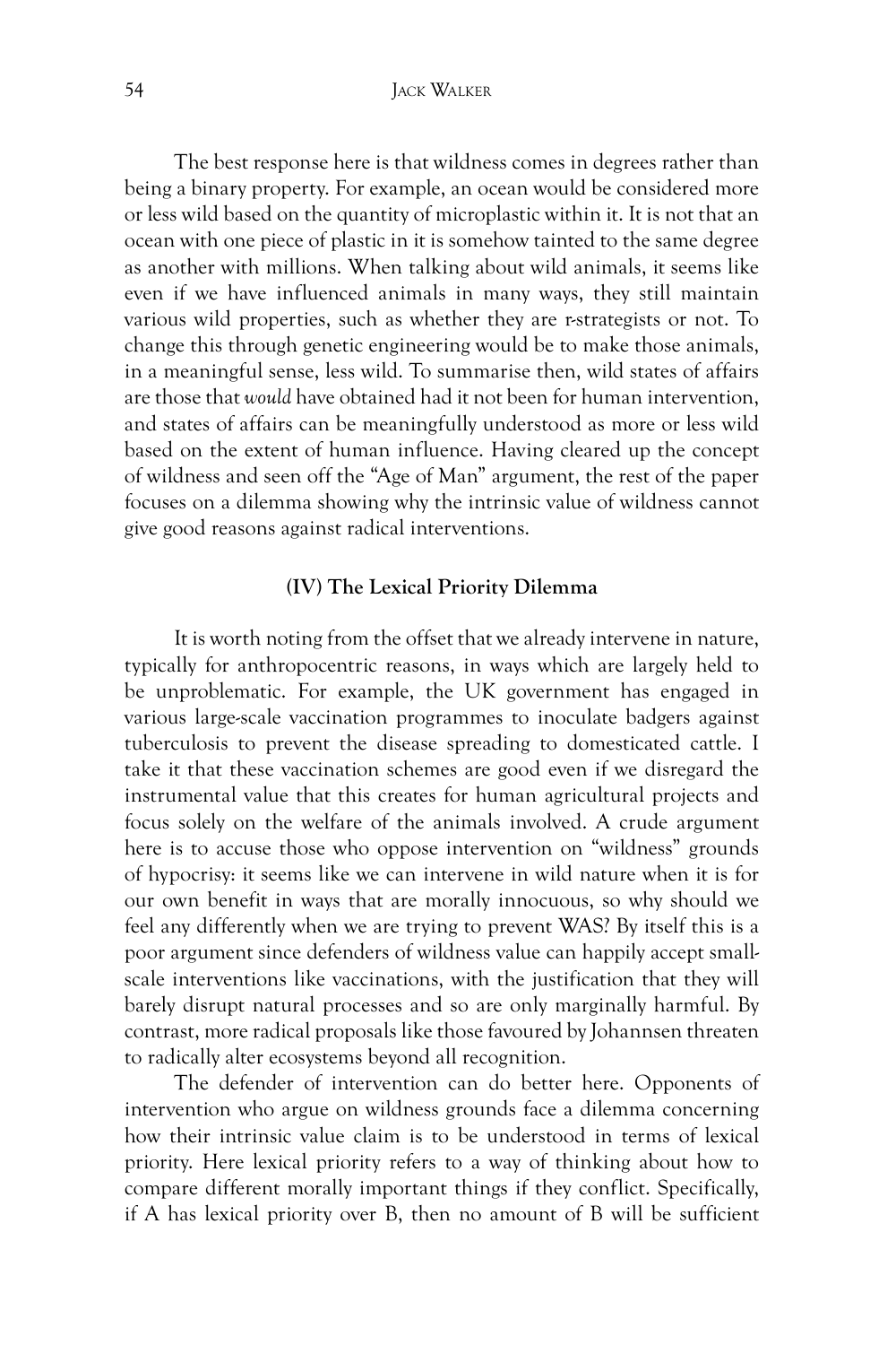The best response here is that wildness comes in degrees rather than being a binary property. For example, an ocean would be considered more or less wild based on the quantity of microplastic within it. It is not that an ocean with one piece of plastic in it is somehow tainted to the same degree as another with millions. When talking about wild animals, it seems like even if we have influenced animals in many ways, they still maintain various wild properties, such as whether they are r-strategists or not. To change this through genetic engineering would be to make those animals, in a meaningful sense, less wild. To summarise then, wild states of affairs are those that *would* have obtained had it not been for human intervention, and states of affairs can be meaningfully understood as more or less wild based on the extent of human influence. Having cleared up the concept of wildness and seen off the "Age of Man" argument, the rest of the paper focuses on a dilemma showing why the intrinsic value of wildness cannot give good reasons against radical interventions.

## (IV) The Lexical Priority Dilemma

It is worth noting from the offset that we already intervene in nature, typically for anthropocentric reasons, in ways which are largely held to be unproblematic. For example, the UK government has engaged in various large-scale vaccination programmes to inoculate badgers against tuberculosis to prevent the disease spreading to domesticated cattle. I take it that these vaccination schemes are good even if we disregard the instrumental value that this creates for human agricultural projects and focus solely on the welfare of the animals involved. A crude argument here is to accuse those who oppose intervention on "wildness" grounds of hypocrisy: it seems like we can intervene in wild nature when it is for our own benefit in ways that are morally innocuous, so why should we feel any differently when we are trying to prevent WAS? By itself this is a poor argument since defenders of wildness value can happily accept small-scale interventions like vaccinations, with the justification that they will barely disrupt natural processes and so are only marginally harmful. By contrast, more radical proposals like those favoured by Johannsen threaten to radically alter ecosystems beyond all recognition.

The defender of intervention can do better here. Opponents of intervention who argue on wildness grounds face a dilemma concerning how their intrinsic value claim is to be understood in terms of lexical priority. Here lexical priority refers to a way of thinking about how to compare different morally important things if they conflict. Specifically, if A has lexical priority over B, then no amount of B will be sufficient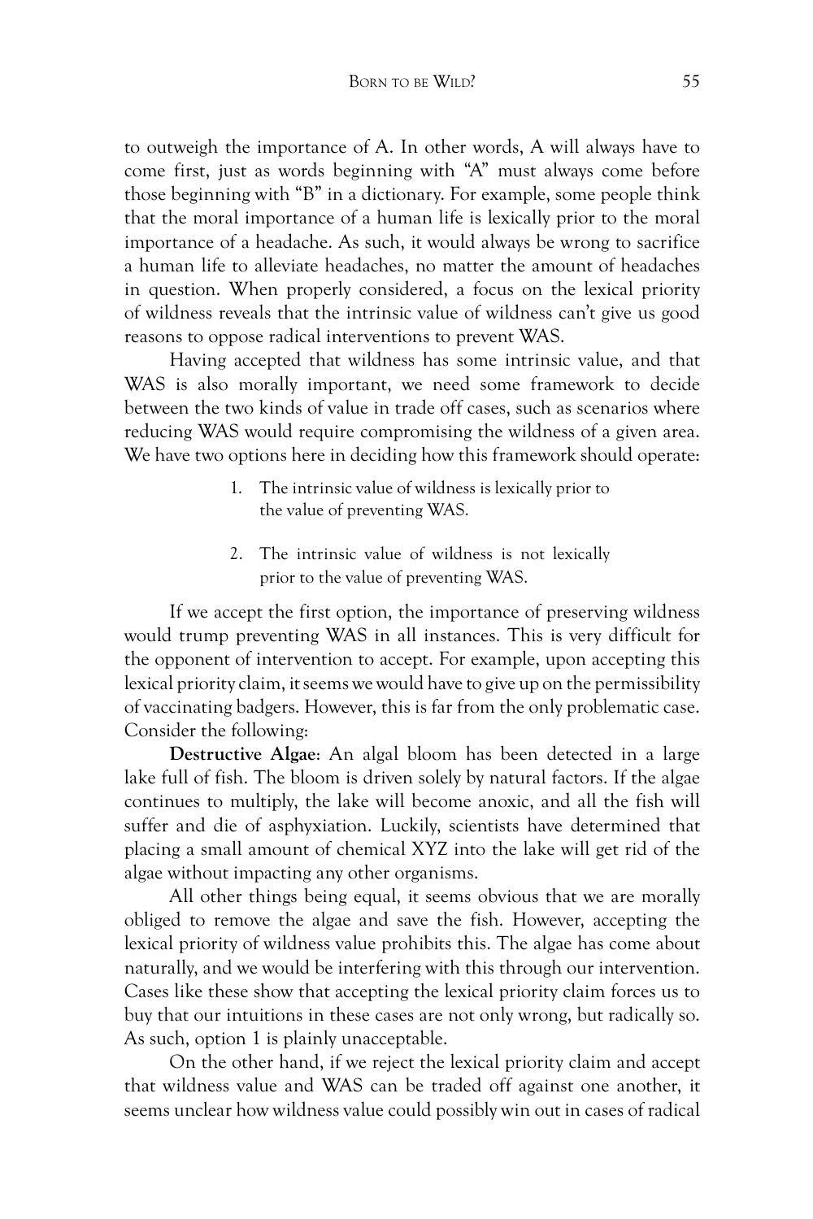to outweigh the importance of A. In other words, A will always have to come first, just as words beginning with "A" must always come before those beginning with "B" in a dictionary. For example, some people think that the moral importance of a human life is lexically prior to the moral importance of a headache. As such, it would always be wrong to sacrifice a human life to alleviate headaches, no matter the amount of headaches in question. When properly considered, a focus on the lexical priority of wildness reveals that the intrinsic value of wildness can't give us good reasons to oppose radical interventions to prevent WAS.

Having accepted that wildness has some intrinsic value, and that WAS is also morally important, we need some framework to decide between the two kinds of value in trade off cases, such as scenarios where reducing WAS would require compromising the wildness of a given area. We have two options here in deciding how this framework should operate:

1. The intrinsic value of wildness is lexically prior to the value of preventing WAS.

2. The intrinsic value of wildness is not lexically prior to the value of preventing WAS.

If we accept the first option, the importance of preserving wildness would trump preventing WAS in all instances. This is very difficult for the opponent of intervention to accept. For example, upon accepting this lexical priority claim, it seems we would have to give up on the permissibility of vaccinating badgers. However, this is far from the only problematic case. Consider the following:

**Destructive Algae**: An algal bloom has been detected in a large lake full of fish. The bloom is driven solely by natural factors. If the algae continues to multiply, the lake will become anoxic, and all the fish will suffer and die of asphyxiation. Luckily, scientists have determined that placing a small amount of chemical XYZ into the lake will get rid of the algae without impacting any other organisms.

All other things being equal, it seems obvious that we are morally obliged to remove the algae and save the fish. However, accepting the lexical priority of wildness value prohibits this. The algae has come about naturally, and we would be interfering with this through our intervention. Cases like these show that accepting the lexical priority claim forces us to buy that our intuitions in these cases are not only wrong, but radically so. As such, option 1 is plainly unacceptable.

On the other hand, if we reject the lexical priority claim and accept that wildness value and WAS can be traded off against one another, it seems unclear how wildness value could possibly win out in cases of radical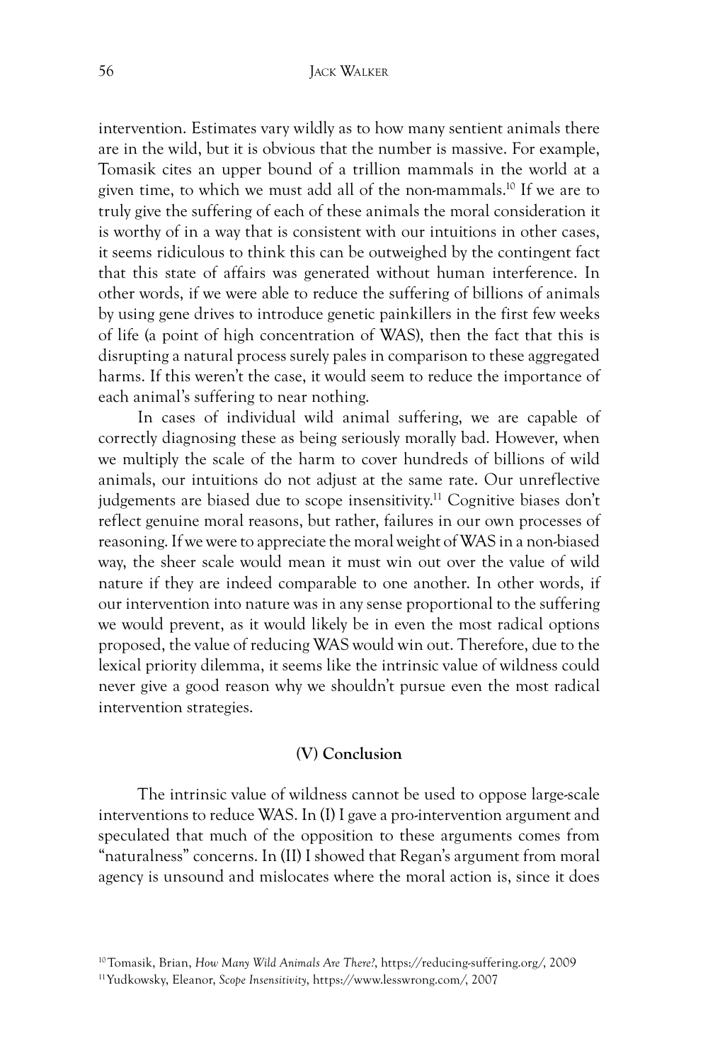intervention. Estimates vary wildly as to how many sentient animals there are in the wild, but it is obvious that the number is massive. For example, Tomasik cites an upper bound of a trillion mammals in the world at a given time, to which we must add all of the non-mammals.[10] If we are to truly give the suffering of each of these animals the moral consideration it is worthy of in a way that is consistent with our intuitions in other cases, it seems ridiculous to think this can be outweighed by the contingent fact that this state of affairs was generated without human interference. In other words, if we were able to reduce the suffering of billions of animals by using gene drives to introduce genetic painkillers in the first few weeks of life (a point of high concentration of WAS), then the fact that this is disrupting a natural process surely pales in comparison to these aggregated harms. If this weren't the case, it would seem to reduce the importance of each animal's suffering to near nothing.

In cases of individual wild animal suffering, we are capable of correctly diagnosing these as being seriously morally bad. However, when we multiply the scale of the harm to cover hundreds of billions of wild animals, our intuitions do not adjust at the same rate. Our unreflective judgements are biased due to scope insensitivity.[11] Cognitive biases don't reflect genuine moral reasons, but rather, failures in our own processes of reasoning. If we were to appreciate the moral weight of WAS in a non-biased way, the sheer scale would mean it must win out over the value of wild nature if they are indeed comparable to one another. In other words, if our intervention into nature was in any sense proportional to the suffering we would prevent, as it would likely be in even the most radical options proposed, the value of reducing WAS would win out. Therefore, due to the lexical priority dilemma, it seems like the intrinsic value of wildness could never give a good reason why we shouldn't pursue even the most radical intervention strategies.

## (V) Conclusion

The intrinsic value of wildness cannot be used to oppose large-scale interventions to reduce WAS. In (I) I gave a pro-intervention argument and speculated that much of the opposition to these arguments comes from "naturalness" concerns. In (II) I showed that Regan's argument from moral agency is unsound and mislocates where the moral action is, since it does

---

[10] Tomasik, Brian, *How Many Wild Animals Are There?*, https://reducing-suffering.org/, 2009

[11] Yudkowsky, Eleanor, *Scope Insensitivity*, https://www.lesswrong.com/, 2007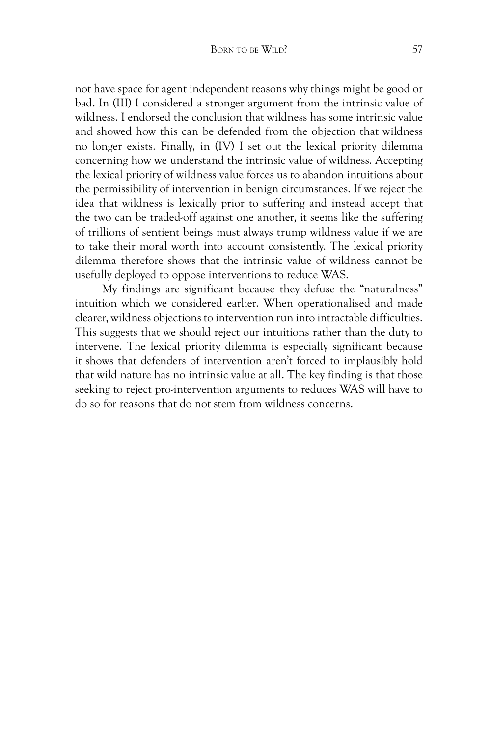not have space for agent independent reasons why things might be good or bad. In (III) I considered a stronger argument from the intrinsic value of wildness. I endorsed the conclusion that wildness has some intrinsic value and showed how this can be defended from the objection that wildness no longer exists. Finally, in (IV) I set out the lexical priority dilemma concerning how we understand the intrinsic value of wildness. Accepting the lexical priority of wildness value forces us to abandon intuitions about the permissibility of intervention in benign circumstances. If we reject the idea that wildness is lexically prior to suffering and instead accept that the two can be traded-off against one another, it seems like the suffering of trillions of sentient beings must always trump wildness value if we are to take their moral worth into account consistently. The lexical priority dilemma therefore shows that the intrinsic value of wildness cannot be usefully deployed to oppose interventions to reduce WAS.

My findings are significant because they defuse the "naturalness" intuition which we considered earlier. When operationalised and made clearer, wildness objections to intervention run into intractable difficulties. This suggests that we should reject our intuitions rather than the duty to intervene. The lexical priority dilemma is especially significant because it shows that defenders of intervention aren't forced to implausibly hold that wild nature has no intrinsic value at all. The key finding is that those seeking to reject pro-intervention arguments to reduces WAS will have to do so for reasons that do not stem from wildness concerns.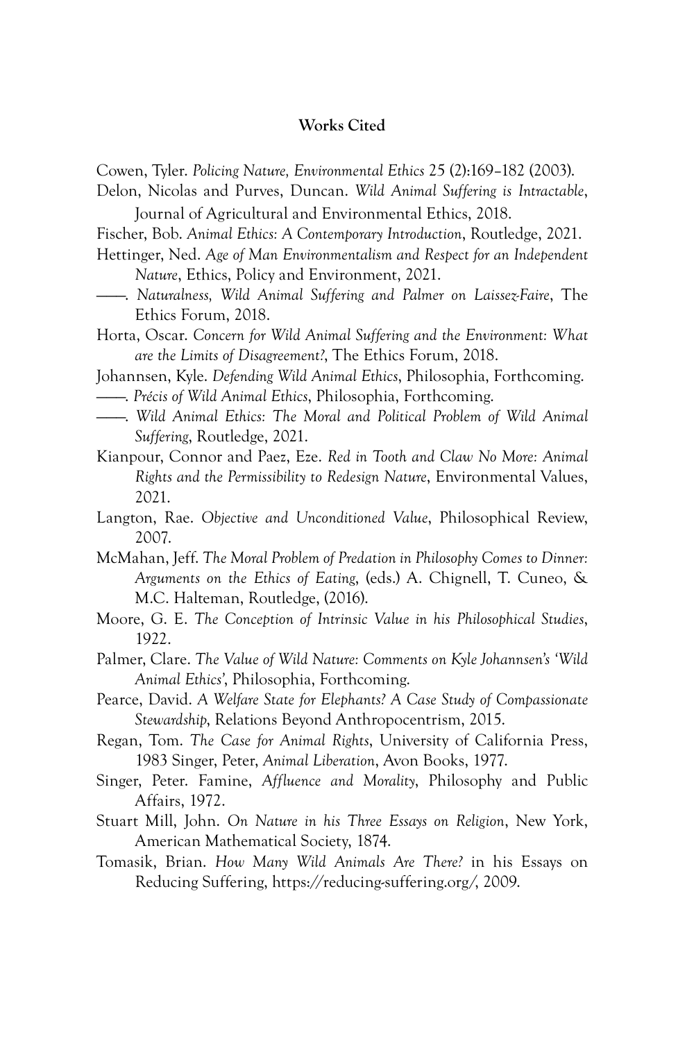**Works Cited**

Cowen, Tyler. *Policing Nature, Environmental Ethics* 25 (2):169–182 (2003).

Delon, Nicolas and Purves, Duncan. *Wild Animal Suffering is Intractable*, Journal of Agricultural and Environmental Ethics, 2018.

Fischer, Bob. *Animal Ethics: A Contemporary Introduction*, Routledge, 2021.

Hettinger, Ned. *Age of Man Environmentalism and Respect for an Independent Nature*, Ethics, Policy and Environment, 2021.

——. *Naturalness, Wild Animal Suffering and Palmer on Laissez-Faire*, The Ethics Forum, 2018.

Horta, Oscar. *Concern for Wild Animal Suffering and the Environment: What are the Limits of Disagreement?*, The Ethics Forum, 2018.

Johannsen, Kyle. *Defending Wild Animal Ethics*, Philosophia, Forthcoming.

——. *Précis of Wild Animal Ethics*, Philosophia, Forthcoming.

——. *Wild Animal Ethics: The Moral and Political Problem of Wild Animal Suffering*, Routledge, 2021.

Kianpour, Connor and Paez, Eze. *Red in Tooth and Claw No More: Animal Rights and the Permissibility to Redesign Nature*, Environmental Values, 2021.

Langton, Rae. *Objective and Unconditioned Value*, Philosophical Review, 2007.

McMahan, Jeff. *The Moral Problem of Predation in Philosophy Comes to Dinner: Arguments on the Ethics of Eating*, (eds.) A. Chignell, T. Cuneo, & M.C. Halteman, Routledge, (2016).

Moore, G. E. *The Conception of Intrinsic Value in his Philosophical Studies*, 1922.

Palmer, Clare. *The Value of Wild Nature: Comments on Kyle Johannsen's 'Wild Animal Ethics'*, Philosophia, Forthcoming.

Pearce, David. *A Welfare State for Elephants? A Case Study of Compassionate Stewardship*, Relations Beyond Anthropocentrism, 2015.

Regan, Tom. *The Case for Animal Rights*, University of California Press, 1983 Singer, Peter, *Animal Liberation*, Avon Books, 1977.

Singer, Peter. Famine, *Affluence and Morality*, Philosophy and Public Affairs, 1972.

Stuart Mill, John. *On Nature in his Three Essays on Religion*, New York, American Mathematical Society, 1874.

Tomasik, Brian. *How Many Wild Animals Are There?* in his Essays on Reducing Suffering, https://reducing-suffering.org/, 2009.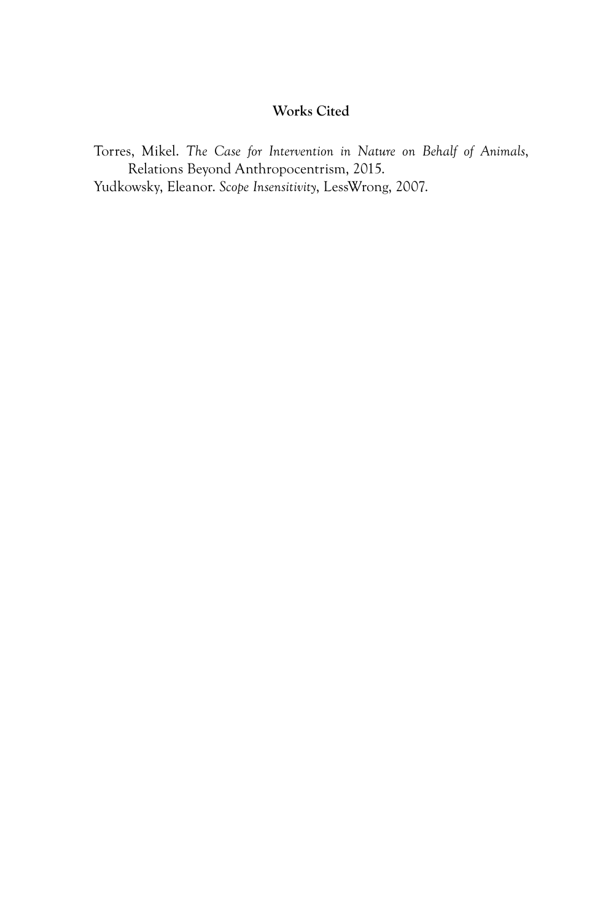## Works Cited

Torres, Mikel. *The Case for Intervention in Nature on Behalf of Animals*, Relations Beyond Anthropocentrism, 2015.

Yudkowsky, Eleanor. *Scope Insensitivity*, LessWrong, 2007.